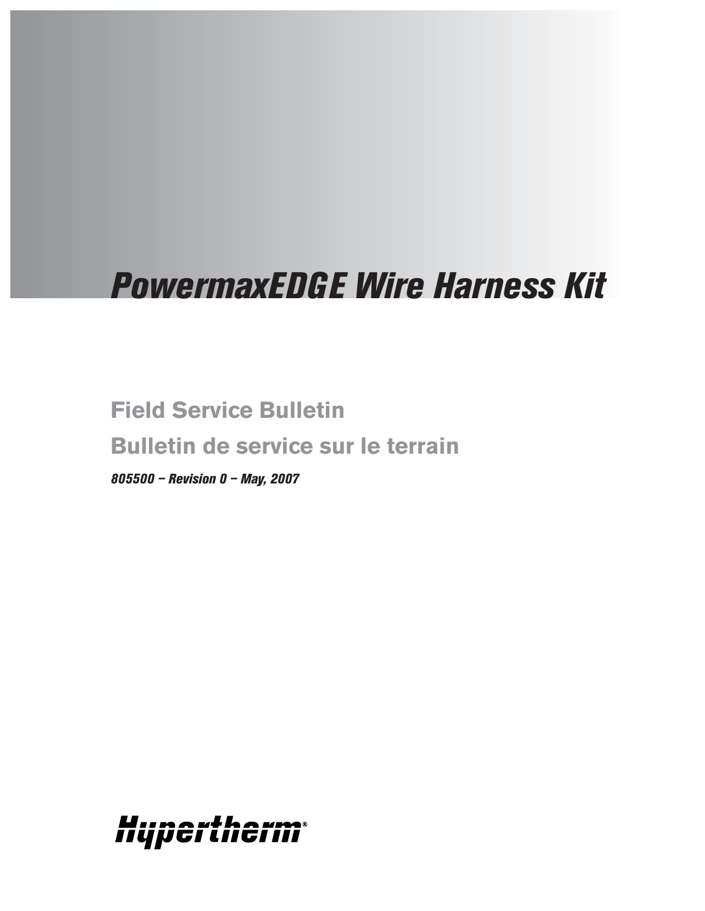# PowermaxEDGE Wire Harness Kit

## Field Service Bulletin

## Bulletin de service sur le terrain

*805500 – Revision 0 – May, 2007*

Hypertherm®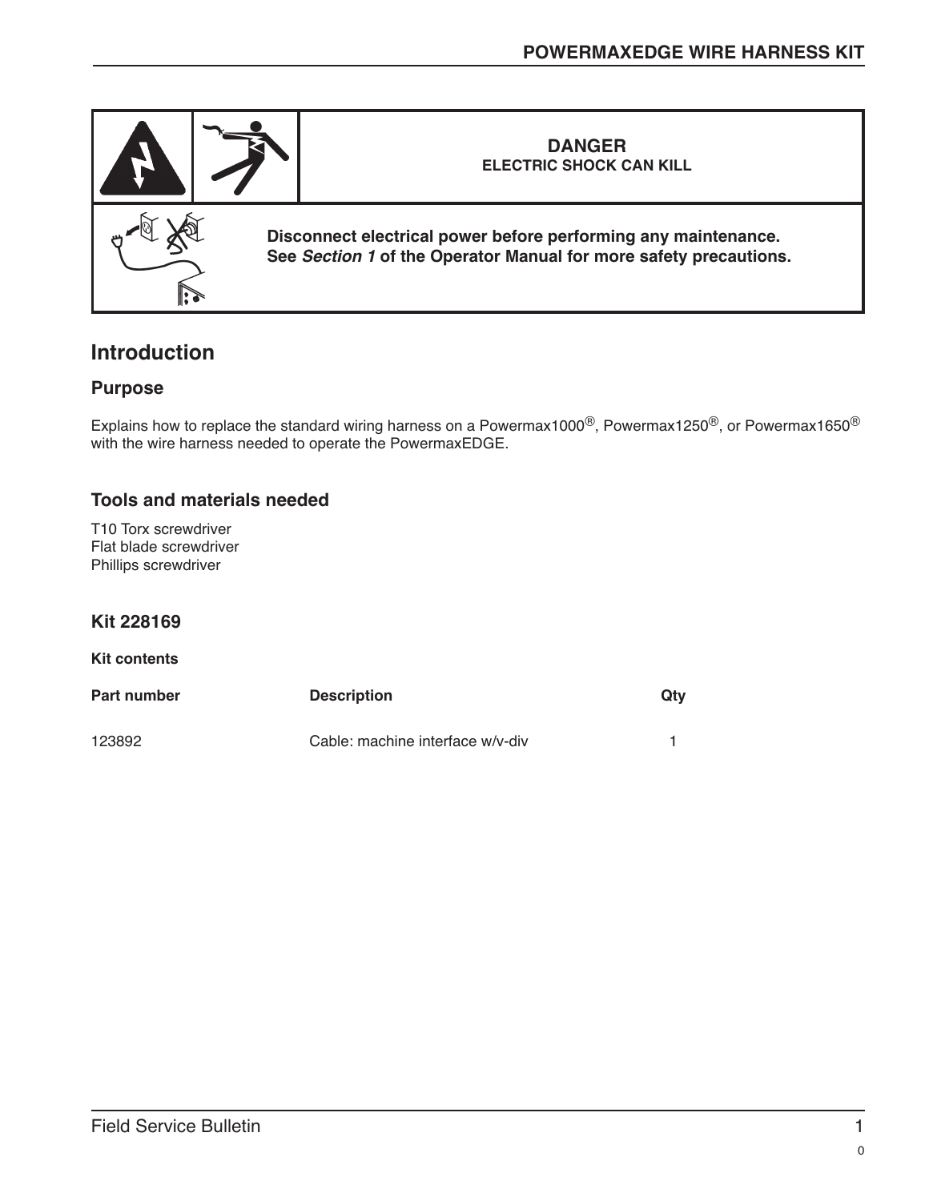**DANGER**
**ELECTRIC SHOCK CAN KILL**

**Disconnect electrical power before performing any maintenance.**
**See *Section 1* of the Operator Manual for more safety precautions.**

# Introduction

## Purpose

Explains how to replace the standard wiring harness on a Powermax1000®, Powermax1250®, or Powermax1650® with the wire harness needed to operate the PowermaxEDGE.

## Tools and materials needed

T10 Torx screwdriver
Flat blade screwdriver
Phillips screwdriver

## Kit 228169

**Kit contents**

| Part number | Description | Qty |
|---|---|---|
| 123892 | Cable: machine interface w/v-div | 1 |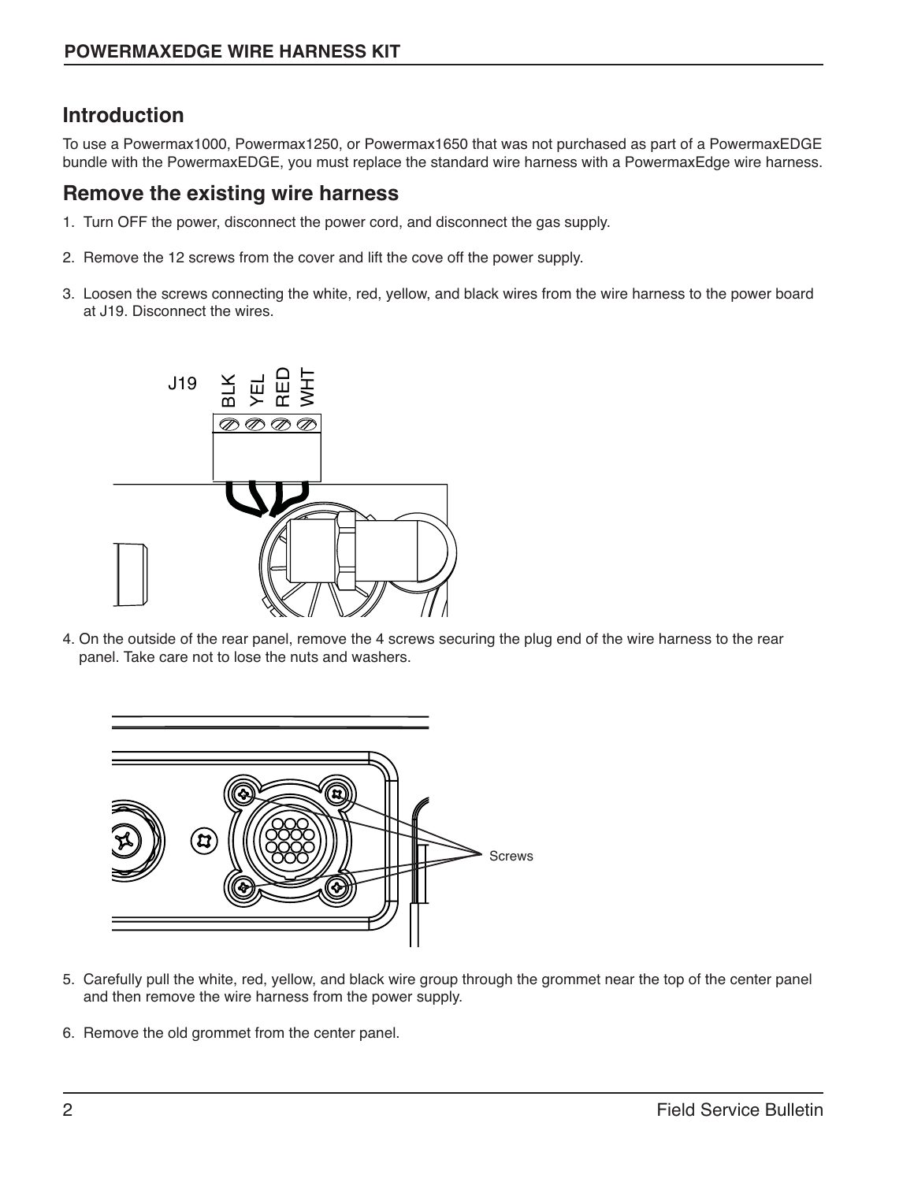## Introduction

To use a Powermax1000, Powermax1250, or Powermax1650 that was not purchased as part of a PowermaxEDGE bundle with the PowermaxEDGE, you must replace the standard wire harness with a PowermaxEdge wire harness.

## Remove the existing wire harness

1. Turn OFF the power, disconnect the power cord, and disconnect the gas supply.
2. Remove the 12 screws from the cover and lift the cove off the power supply.
3. Loosen the screws connecting the white, red, yellow, and black wires from the wire harness to the power board at J19. Disconnect the wires.

J19 BLK YEL RED WHT

4. On the outside of the rear panel, remove the 4 screws securing the plug end of the wire harness to the rear panel. Take care not to lose the nuts and washers.

Screws

5. Carefully pull the white, red, yellow, and black wire group through the grommet near the top of the center panel and then remove the wire harness from the power supply.
6. Remove the old grommet from the center panel.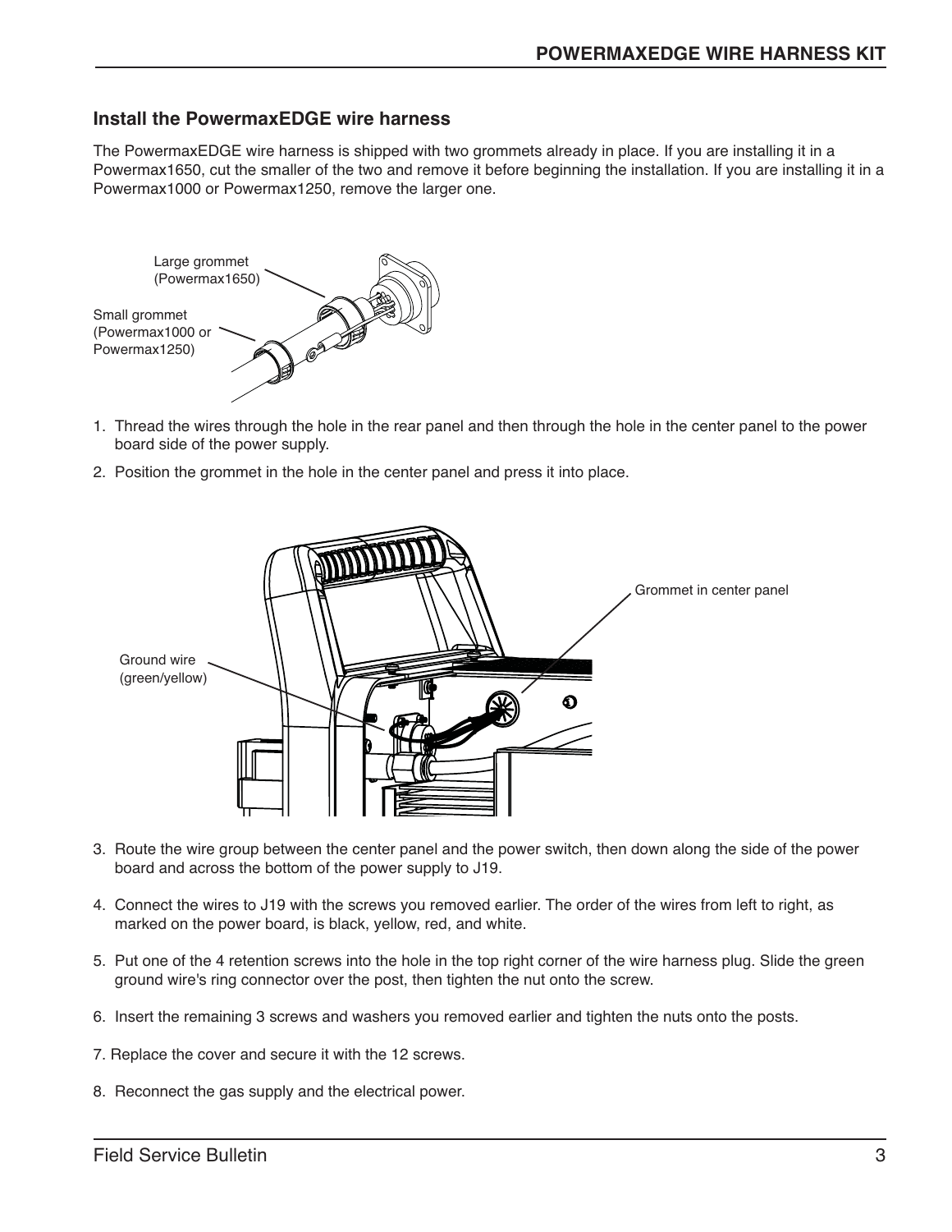## Install the PowermaxEDGE wire harness

The PowermaxEDGE wire harness is shipped with two grommets already in place. If you are installing it in a Powermax1650, cut the smaller of the two and remove it before beginning the installation. If you are installing it in a Powermax1000 or Powermax1250, remove the larger one.

Large grommet (Powermax1650)

Small grommet (Powermax1000 or Powermax1250)

1. Thread the wires through the hole in the rear panel and then through the hole in the center panel to the power board side of the power supply.
2. Position the grommet in the hole in the center panel and press it into place.

Grommet in center panel

Ground wire (green/yellow)

3. Route the wire group between the center panel and the power switch, then down along the side of the power board and across the bottom of the power supply to J19.
4. Connect the wires to J19 with the screws you removed earlier. The order of the wires from left to right, as marked on the power board, is black, yellow, red, and white.
5. Put one of the 4 retention screws into the hole in the top right corner of the wire harness plug. Slide the green ground wire's ring connector over the post, then tighten the nut onto the screw.
6. Insert the remaining 3 screws and washers you removed earlier and tighten the nuts onto the posts.
7. Replace the cover and secure it with the 12 screws.
8. Reconnect the gas supply and the electrical power.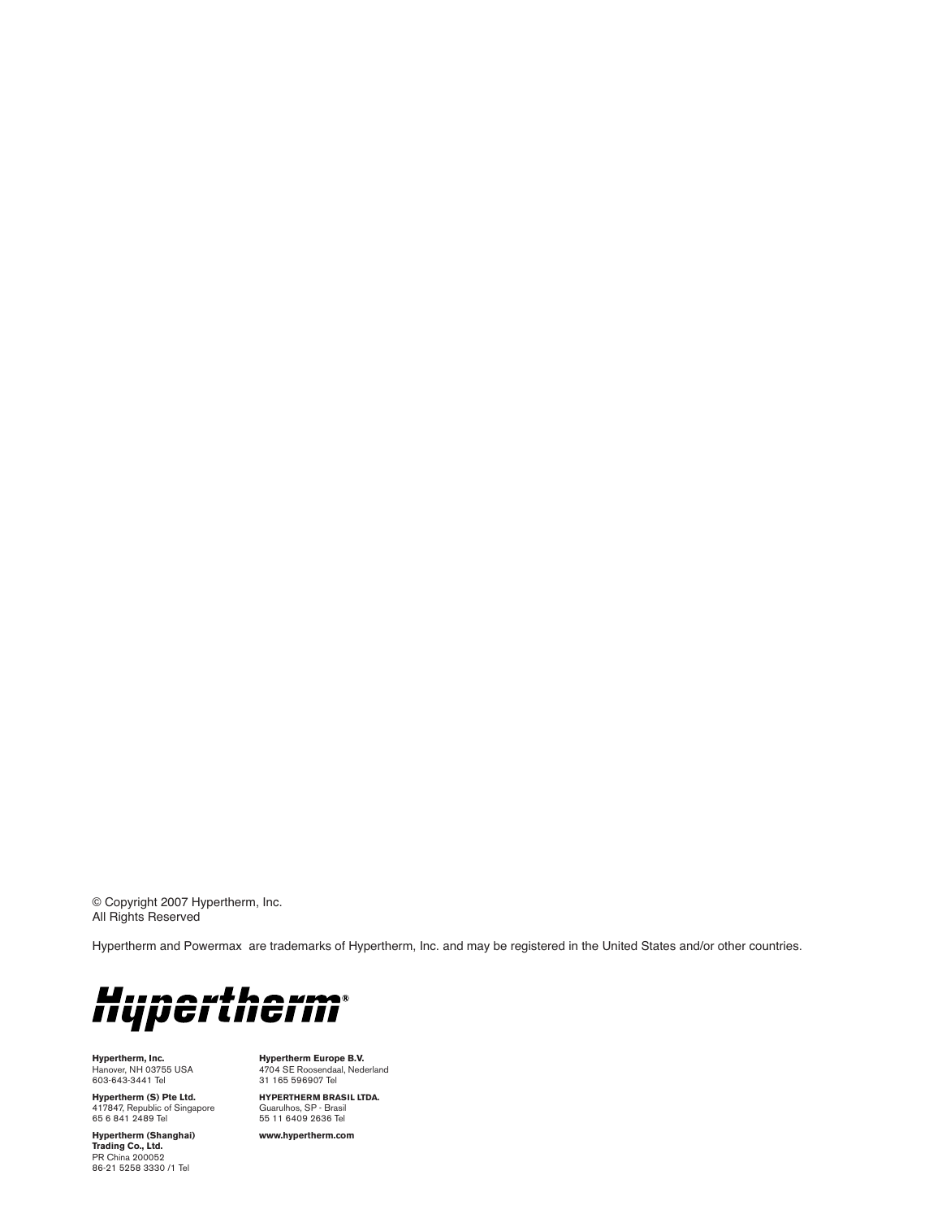© Copyright 2007 Hypertherm, Inc.
All Rights Reserved

Hypertherm and Powermax  are trademarks of Hypertherm, Inc. and may be registered in the United States and/or other countries.

Hypertherm®

**Hypertherm, Inc.**
Hanover, NH 03755 USA
603-643-3441 Tel

**Hypertherm (S) Pte Ltd.**
417847, Republic of Singapore
65 6 841 2489 Tel

**Hypertherm (Shanghai) Trading Co., Ltd.**
PR China 200052
86-21 5258 3330 /1 Tel

**Hypertherm Europe B.V.**
4704 SE Roosendaal, Nederland
31 165 596907 Tel

**HYPERTHERM BRASIL LTDA.**
Guarulhos, SP - Brasil
55 11 6409 2636 Tel

**www.hypertherm.com**